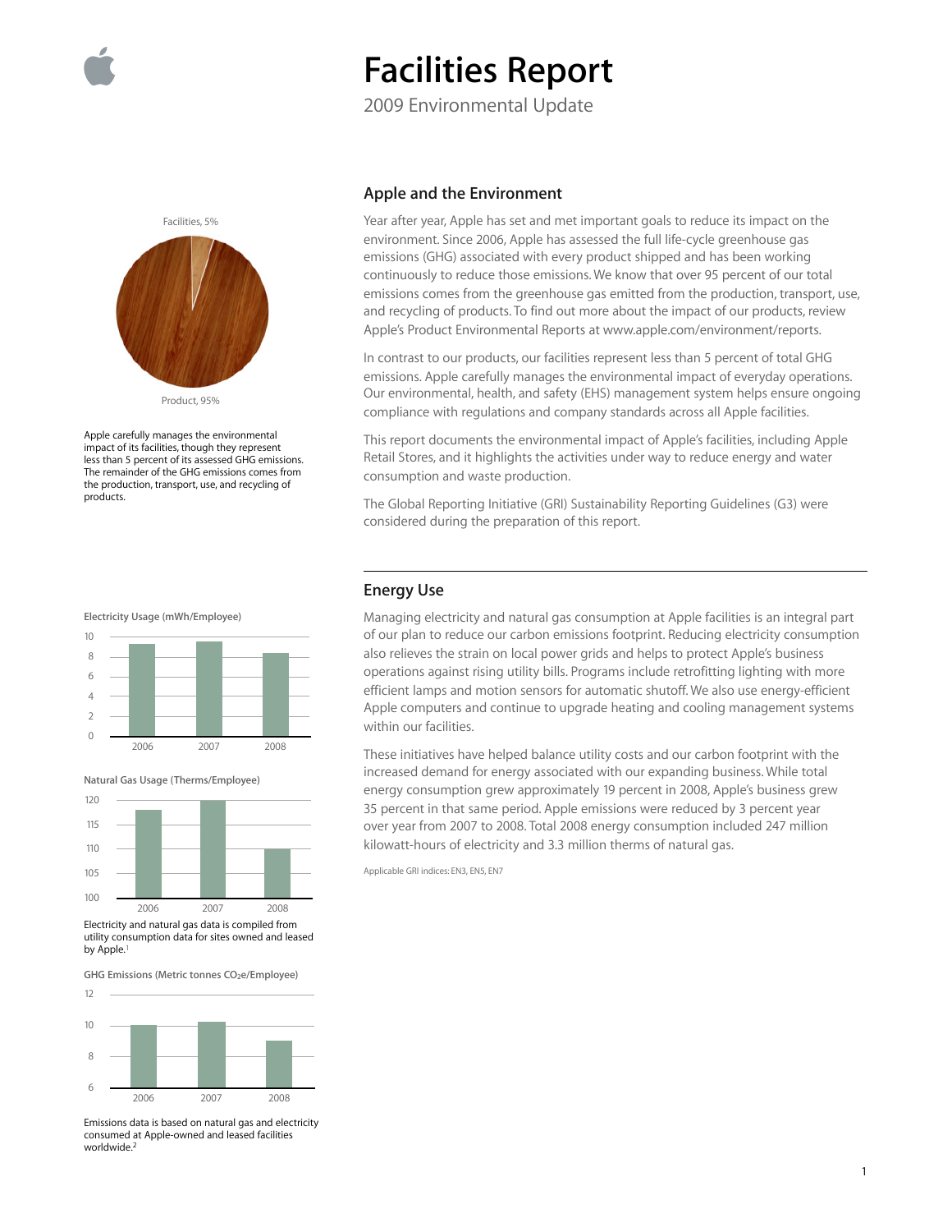# Facilities Report

2009 Environmental Update

## Apple and the Environment

Year after year, Apple has set and met important goals to reduce its impact on the environment. Since 2006, Apple has assessed the full life-cycle greenhouse gas emissions (GHG) associated with every product shipped and has been working continuously to reduce those emissions. We know that over 95 percent of our total emissions comes from the greenhouse gas emitted from the production, transport, use, and recycling of products. To find out more about the impact of our products, review Apple's Product Environmental Reports at www.apple.com/environment/reports.

In contrast to our products, our facilities represent less than 5 percent of total GHG emissions. Apple carefully manages the environmental impact of everyday operations. Our environmental, health, and safety (EHS) management system helps ensure ongoing compliance with regulations and company standards across all Apple facilities.

This report documents the environmental impact of Apple's facilities, including Apple Retail Stores, and it highlights the activities under way to reduce energy and water consumption and waste production.

The Global Reporting Initiative (GRI) Sustainability Reporting Guidelines (G3) were considered during the preparation of this report.

Facilities, 5%

Product, 95%

Apple carefully manages the environmental impact of its facilities, though they represent less than 5 percent of its assessed GHG emissions. The remainder of the GHG emissions comes from the production, transport, use, and recycling of products.

## Energy Use

Managing electricity and natural gas consumption at Apple facilities is an integral part of our plan to reduce our carbon emissions footprint. Reducing electricity consumption also relieves the strain on local power grids and helps to protect Apple's business operations against rising utility bills. Programs include retrofitting lighting with more efficient lamps and motion sensors for automatic shutoff. We also use energy-efficient Apple computers and continue to upgrade heating and cooling management systems within our facilities.

These initiatives have helped balance utility costs and our carbon footprint with the increased demand for energy associated with our expanding business. While total energy consumption grew approximately 19 percent in 2008, Apple's business grew 35 percent in that same period. Apple emissions were reduced by 3 percent year over year from 2007 to 2008. Total 2008 energy consumption included 247 million kilowatt-hours of electricity and 3.3 million therms of natural gas.

Applicable GRI indices: EN3, EN5, EN7

Electricity Usage (mWh/Employee)

Natural Gas Usage (Therms/Employee)

Electricity and natural gas data is compiled from utility consumption data for sites owned and leased by Apple.[1]

GHG Emissions (Metric tonnes $CO_2e$/Employee)

Emissions data is based on natural gas and electricity consumed at Apple-owned and leased facilities worldwide.[2]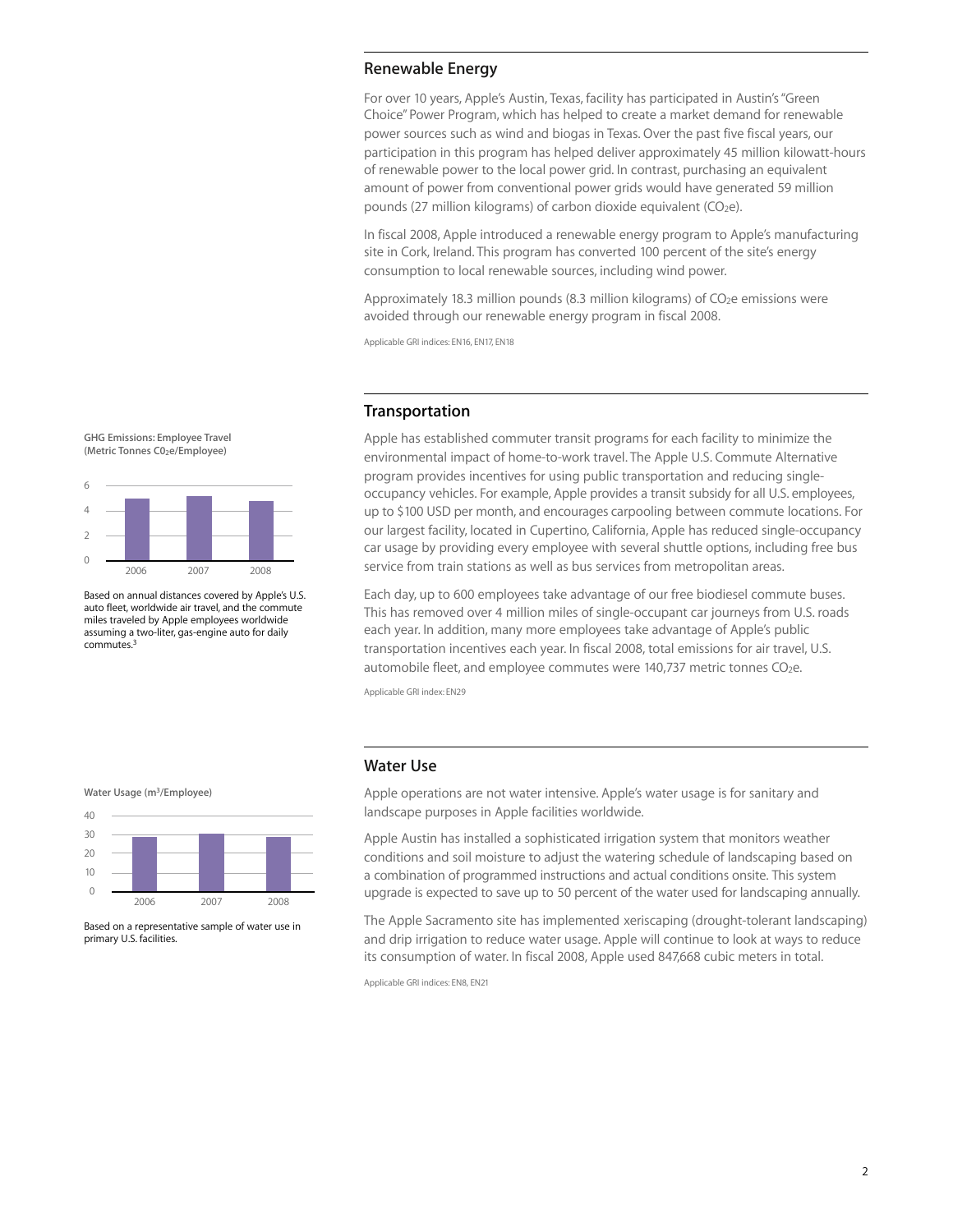## Renewable Energy

For over 10 years, Apple's Austin, Texas, facility has participated in Austin's "Green Choice" Power Program, which has helped to create a market demand for renewable power sources such as wind and biogas in Texas. Over the past five fiscal years, our participation in this program has helped deliver approximately 45 million kilowatt-hours of renewable power to the local power grid. In contrast, purchasing an equivalent amount of power from conventional power grids would have generated 59 million pounds (27 million kilograms) of carbon dioxide equivalent ($CO_2e$).

In fiscal 2008, Apple introduced a renewable energy program to Apple's manufacturing site in Cork, Ireland. This program has converted 100 percent of the site's energy consumption to local renewable sources, including wind power.

Approximately 18.3 million pounds (8.3 million kilograms) of $CO_2e$ emissions were avoided through our renewable energy program in fiscal 2008.

Applicable GRI indices: EN16, EN17, EN18

## Transportation

**GHG Emissions: Employee Travel (Metric Tonnes $CO_2e$/Employee)**

Based on annual distances covered by Apple's U.S. auto fleet, worldwide air travel, and the commute miles traveled by Apple employees worldwide assuming a two-liter, gas-engine auto for daily commutes.[3]

Apple has established commuter transit programs for each facility to minimize the environmental impact of home-to-work travel. The Apple U.S. Commute Alternative program provides incentives for using public transportation and reducing single-occupancy vehicles. For example, Apple provides a transit subsidy for all U.S. employees, up to $100 USD per month, and encourages carpooling between commute locations. For our largest facility, located in Cupertino, California, Apple has reduced single-occupancy car usage by providing every employee with several shuttle options, including free bus service from train stations as well as bus services from metropolitan areas.

Each day, up to 600 employees take advantage of our free biodiesel commute buses. This has removed over 4 million miles of single-occupant car journeys from U.S. roads each year. In addition, many more employees take advantage of Apple's public transportation incentives each year. In fiscal 2008, total emissions for air travel, U.S. automobile fleet, and employee commutes were 140,737 metric tonnes $CO_2e$.

Applicable GRI index: EN29

## Water Use

**Water Usage ($m^3$/Employee)**

Based on a representative sample of water use in primary U.S. facilities.

Apple operations are not water intensive. Apple's water usage is for sanitary and landscape purposes in Apple facilities worldwide.

Apple Austin has installed a sophisticated irrigation system that monitors weather conditions and soil moisture to adjust the watering schedule of landscaping based on a combination of programmed instructions and actual conditions onsite. This system upgrade is expected to save up to 50 percent of the water used for landscaping annually.

The Apple Sacramento site has implemented xeriscaping (drought-tolerant landscaping) and drip irrigation to reduce water usage. Apple will continue to look at ways to reduce its consumption of water. In fiscal 2008, Apple used 847,668 cubic meters in total.

Applicable GRI indices: EN8, EN21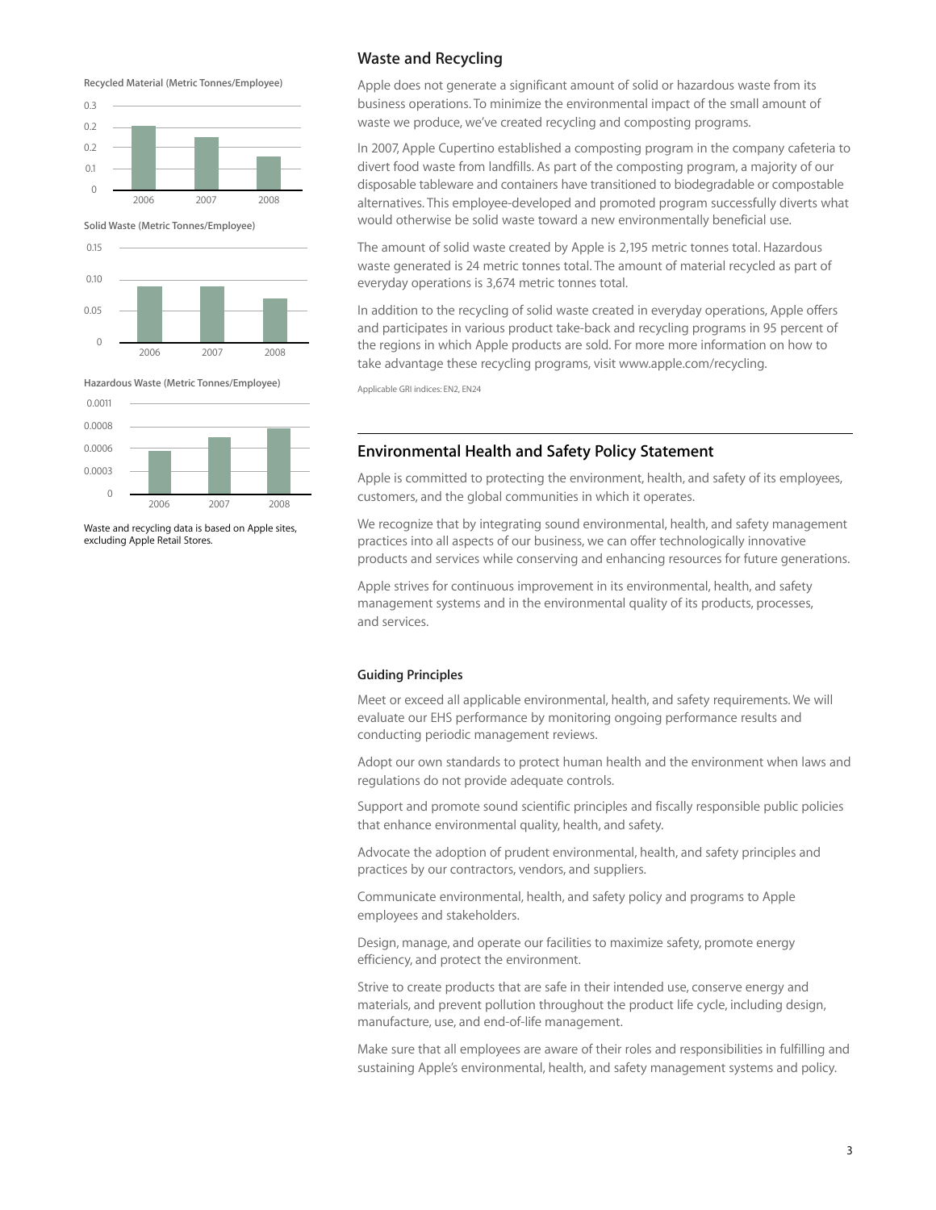Recycled Material (Metric Tonnes/Employee)

Solid Waste (Metric Tonnes/Employee)

Hazardous Waste (Metric Tonnes/Employee)

Waste and recycling data is based on Apple sites, excluding Apple Retail Stores.

## Waste and Recycling

Apple does not generate a significant amount of solid or hazardous waste from its business operations. To minimize the environmental impact of the small amount of waste we produce, we've created recycling and composting programs.

In 2007, Apple Cupertino established a composting program in the company cafeteria to divert food waste from landfills. As part of the composting program, a majority of our disposable tableware and containers have transitioned to biodegradable or compostable alternatives. This employee-developed and promoted program successfully diverts what would otherwise be solid waste toward a new environmentally beneficial use.

The amount of solid waste created by Apple is 2,195 metric tonnes total. Hazardous waste generated is 24 metric tonnes total. The amount of material recycled as part of everyday operations is 3,674 metric tonnes total.

In addition to the recycling of solid waste created in everyday operations, Apple offers and participates in various product take-back and recycling programs in 95 percent of the regions in which Apple products are sold. For more more information on how to take advantage these recycling programs, visit www.apple.com/recycling.

Applicable GRI indices: EN2, EN24

## Environmental Health and Safety Policy Statement

Apple is committed to protecting the environment, health, and safety of its employees, customers, and the global communities in which it operates.

We recognize that by integrating sound environmental, health, and safety management practices into all aspects of our business, we can offer technologically innovative products and services while conserving and enhancing resources for future generations.

Apple strives for continuous improvement in its environmental, health, and safety management systems and in the environmental quality of its products, processes, and services.

### Guiding Principles

Meet or exceed all applicable environmental, health, and safety requirements. We will evaluate our EHS performance by monitoring ongoing performance results and conducting periodic management reviews.

Adopt our own standards to protect human health and the environment when laws and regulations do not provide adequate controls.

Support and promote sound scientific principles and fiscally responsible public policies that enhance environmental quality, health, and safety.

Advocate the adoption of prudent environmental, health, and safety principles and practices by our contractors, vendors, and suppliers.

Communicate environmental, health, and safety policy and programs to Apple employees and stakeholders.

Design, manage, and operate our facilities to maximize safety, promote energy efficiency, and protect the environment.

Strive to create products that are safe in their intended use, conserve energy and materials, and prevent pollution throughout the product life cycle, including design, manufacture, use, and end-of-life management.

Make sure that all employees are aware of their roles and responsibilities in fulfilling and sustaining Apple's environmental, health, and safety management systems and policy.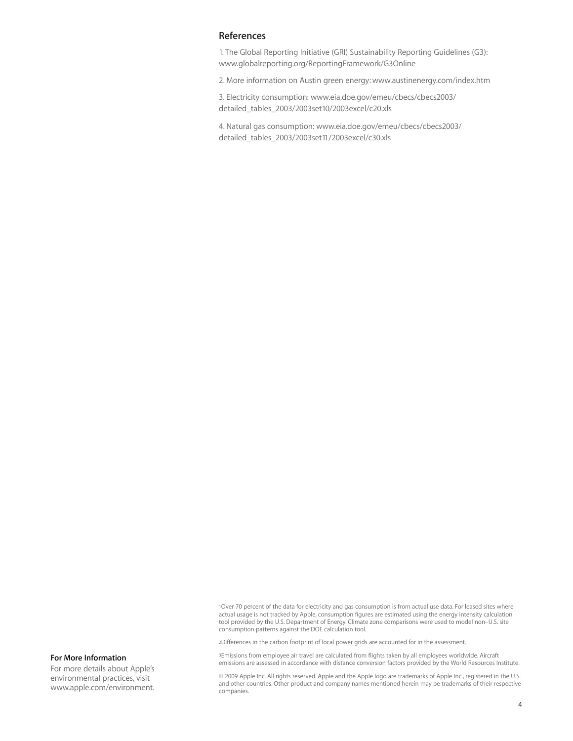## References

1. The Global Reporting Initiative (GRI) Sustainability Reporting Guidelines (G3): www.globalreporting.org/ReportingFramework/G3Online

2. More information on Austin green energy: www.austinenergy.com/index.htm

3. Electricity consumption: www.eia.doe.gov/emeu/cbecs/cbecs2003/detailed_tables_2003/2003set10/2003excel/c20.xls

4. Natural gas consumption: www.eia.doe.gov/emeu/cbecs/cbecs2003/detailed_tables_2003/2003set11/2003excel/c30.xls

**For More Information**

For more details about Apple's environmental practices, visit www.apple.com/environment.

[1]Over 70 percent of the data for electricity and gas consumption is from actual use data. For leased sites where actual usage is not tracked by Apple, consumption figures are estimated using the energy intensity calculation tool provided by the U.S. Department of Energy. Climate zone comparisons were used to model non–U.S. site consumption patterns against the DOE calculation tool.

[2]Differences in the carbon footprint of local power grids are accounted for in the assessment.

[3]Emissions from employee air travel are calculated from flights taken by all employees worldwide. Aircraft emissions are assessed in accordance with distance conversion factors provided by the World Resources Institute.

© 2009 Apple Inc. All rights reserved. Apple and the Apple logo are trademarks of Apple Inc., registered in the U.S. and other countries. Other product and company names mentioned herein may be trademarks of their respective companies.